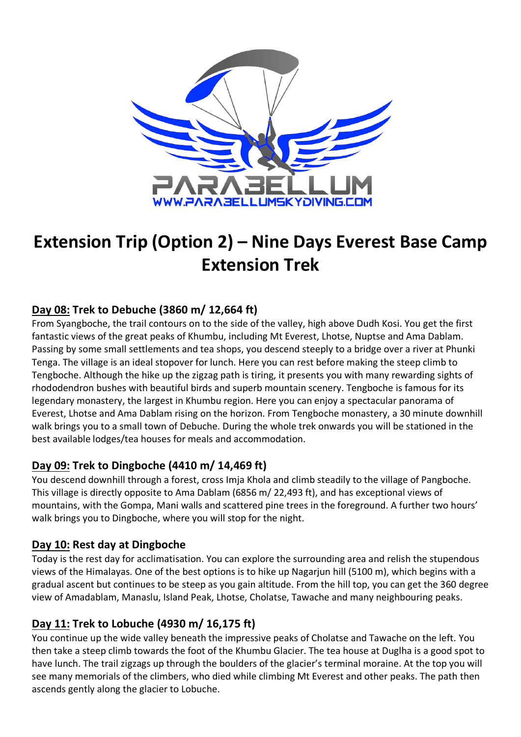# Extension Trip (Option 2) – Nine Days Everest Base Camp Extension Trek

## Day 08: Trek to Debuche (3860 m/ 12,664 ft)

From Syangboche, the trail contours on to the side of the valley, high above Dudh Kosi. You get the first fantastic views of the great peaks of Khumbu, including Mt Everest, Lhotse, Nuptse and Ama Dablam. Passing by some small settlements and tea shops, you descend steeply to a bridge over a river at Phunki Tenga. The village is an ideal stopover for lunch. Here you can rest before making the steep climb to Tengboche. Although the hike up the zigzag path is tiring, it presents you with many rewarding sights of rhododendron bushes with beautiful birds and superb mountain scenery. Tengboche is famous for its legendary monastery, the largest in Khumbu region. Here you can enjoy a spectacular panorama of Everest, Lhotse and Ama Dablam rising on the horizon. From Tengboche monastery, a 30 minute downhill walk brings you to a small town of Debuche. During the whole trek onwards you will be stationed in the best available lodges/tea houses for meals and accommodation.

## Day 09: Trek to Dingboche (4410 m/ 14,469 ft)

You descend downhill through a forest, cross Imja Khola and climb steadily to the village of Pangboche. This village is directly opposite to Ama Dablam (6856 m/ 22,493 ft), and has exceptional views of mountains, with the Gompa, Mani walls and scattered pine trees in the foreground. A further two hours' walk brings you to Dingboche, where you will stop for the night.

## Day 10: Rest day at Dingboche

Today is the rest day for acclimatisation. You can explore the surrounding area and relish the stupendous views of the Himalayas. One of the best options is to hike up Nagarjun hill (5100 m), which begins with a gradual ascent but continues to be steep as you gain altitude. From the hill top, you can get the 360 degree view of Amadablam, Manaslu, Island Peak, Lhotse, Cholatse, Tawache and many neighbouring peaks.

## Day 11: Trek to Lobuche (4930 m/ 16,175 ft)

You continue up the wide valley beneath the impressive peaks of Cholatse and Tawache on the left. You then take a steep climb towards the foot of the Khumbu Glacier. The tea house at Duglha is a good spot to have lunch. The trail zigzags up through the boulders of the glacier's terminal moraine. At the top you will see many memorials of the climbers, who died while climbing Mt Everest and other peaks. The path then ascends gently along the glacier to Lobuche.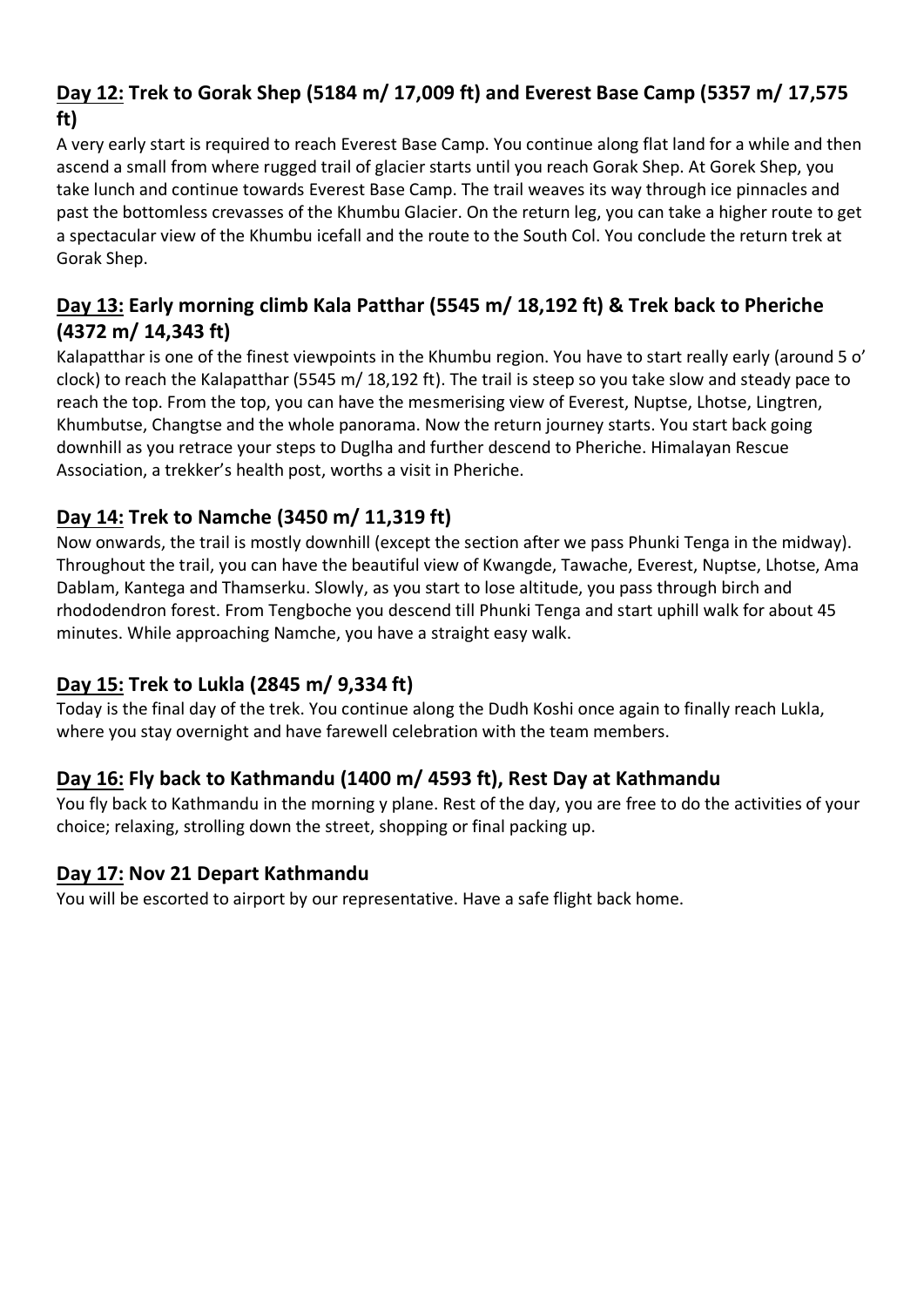## **<u>Day 12:</u> Trek to Gorak Shep (5184 m/ 17,009 ft) and Everest Base Camp (5357 m/ 17,575 ft)**

A very early start is required to reach Everest Base Camp. You continue along flat land for a while and then ascend a small from where rugged trail of glacier starts until you reach Gorak Shep. At Gorek Shep, you take lunch and continue towards Everest Base Camp. The trail weaves its way through ice pinnacles and past the bottomless crevasses of the Khumbu Glacier. On the return leg, you can take a higher route to get a spectacular view of the Khumbu icefall and the route to the South Col. You conclude the return trek at Gorak Shep.

## **<u>Day 13:</u> Early morning climb Kala Patthar (5545 m/ 18,192 ft) & Trek back to Pheriche (4372 m/ 14,343 ft)**

Kalapatthar is one of the finest viewpoints in the Khumbu region. You have to start really early (around 5 o' clock) to reach the Kalapatthar (5545 m/ 18,192 ft). The trail is steep so you take slow and steady pace to reach the top. From the top, you can have the mesmerising view of Everest, Nuptse, Lhotse, Lingtren, Khumbutse, Changtse and the whole panorama. Now the return journey starts. You start back going downhill as you retrace your steps to Duglha and further descend to Pheriche. Himalayan Rescue Association, a trekker's health post, worths a visit in Pheriche.

## **<u>Day 14:</u> Trek to Namche (3450 m/ 11,319 ft)**

Now onwards, the trail is mostly downhill (except the section after we pass Phunki Tenga in the midway). Throughout the trail, you can have the beautiful view of Kwangde, Tawache, Everest, Nuptse, Lhotse, Ama Dablam, Kantega and Thamserku. Slowly, as you start to lose altitude, you pass through birch and rhododendron forest. From Tengboche you descend till Phunki Tenga and start uphill walk for about 45 minutes. While approaching Namche, you have a straight easy walk.

## **<u>Day 15:</u> Trek to Lukla (2845 m/ 9,334 ft)**

Today is the final day of the trek. You continue along the Dudh Koshi once again to finally reach Lukla, where you stay overnight and have farewell celebration with the team members.

## **<u>Day 16:</u> Fly back to Kathmandu (1400 m/ 4593 ft), Rest Day at Kathmandu**

You fly back to Kathmandu in the morning y plane. Rest of the day, you are free to do the activities of your choice; relaxing, strolling down the street, shopping or final packing up.

## **<u>Day 17:</u> Nov 21 Depart Kathmandu**

You will be escorted to airport by our representative. Have a safe flight back home.